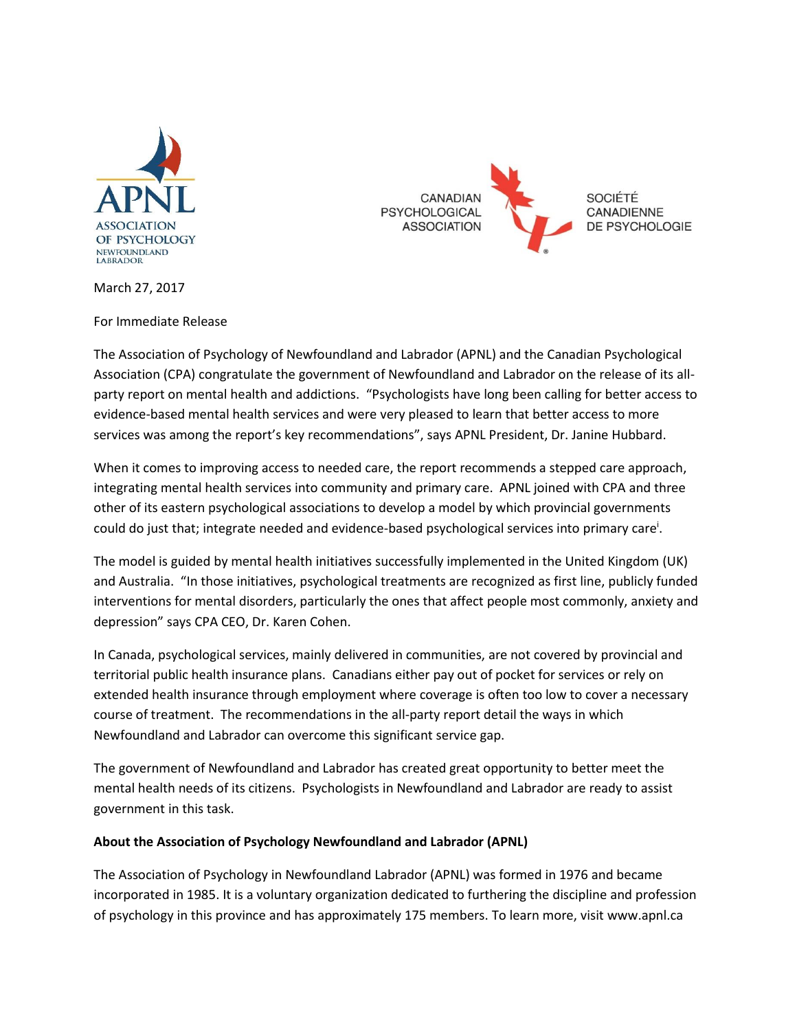APNL
ASSOCIATION OF PSYCHOLOGY NEWFOUNDLAND LABRADOR

CANADIAN PSYCHOLOGICAL ASSOCIATION

SOCIÉTÉ CANADIENNE DE PSYCHOLOGIE

March 27, 2017

For Immediate Release

The Association of Psychology of Newfoundland and Labrador (APNL) and the Canadian Psychological Association (CPA) congratulate the government of Newfoundland and Labrador on the release of its all-party report on mental health and addictions. "Psychologists have long been calling for better access to evidence-based mental health services and were very pleased to learn that better access to more services was among the report's key recommendations", says APNL President, Dr. Janine Hubbard.

When it comes to improving access to needed care, the report recommends a stepped care approach, integrating mental health services into community and primary care. APNL joined with CPA and three other of its eastern psychological associations to develop a model by which provincial governments could do just that; integrate needed and evidence-based psychological services into primary care[i].

The model is guided by mental health initiatives successfully implemented in the United Kingdom (UK) and Australia. "In those initiatives, psychological treatments are recognized as first line, publicly funded interventions for mental disorders, particularly the ones that affect people most commonly, anxiety and depression" says CPA CEO, Dr. Karen Cohen.

In Canada, psychological services, mainly delivered in communities, are not covered by provincial and territorial public health insurance plans. Canadians either pay out of pocket for services or rely on extended health insurance through employment where coverage is often too low to cover a necessary course of treatment. The recommendations in the all-party report detail the ways in which Newfoundland and Labrador can overcome this significant service gap.

The government of Newfoundland and Labrador has created great opportunity to better meet the mental health needs of its citizens. Psychologists in Newfoundland and Labrador are ready to assist government in this task.

**About the Association of Psychology Newfoundland and Labrador (APNL)**

The Association of Psychology in Newfoundland Labrador (APNL) was formed in 1976 and became incorporated in 1985. It is a voluntary organization dedicated to furthering the discipline and profession of psychology in this province and has approximately 175 members. To learn more, visit www.apnl.ca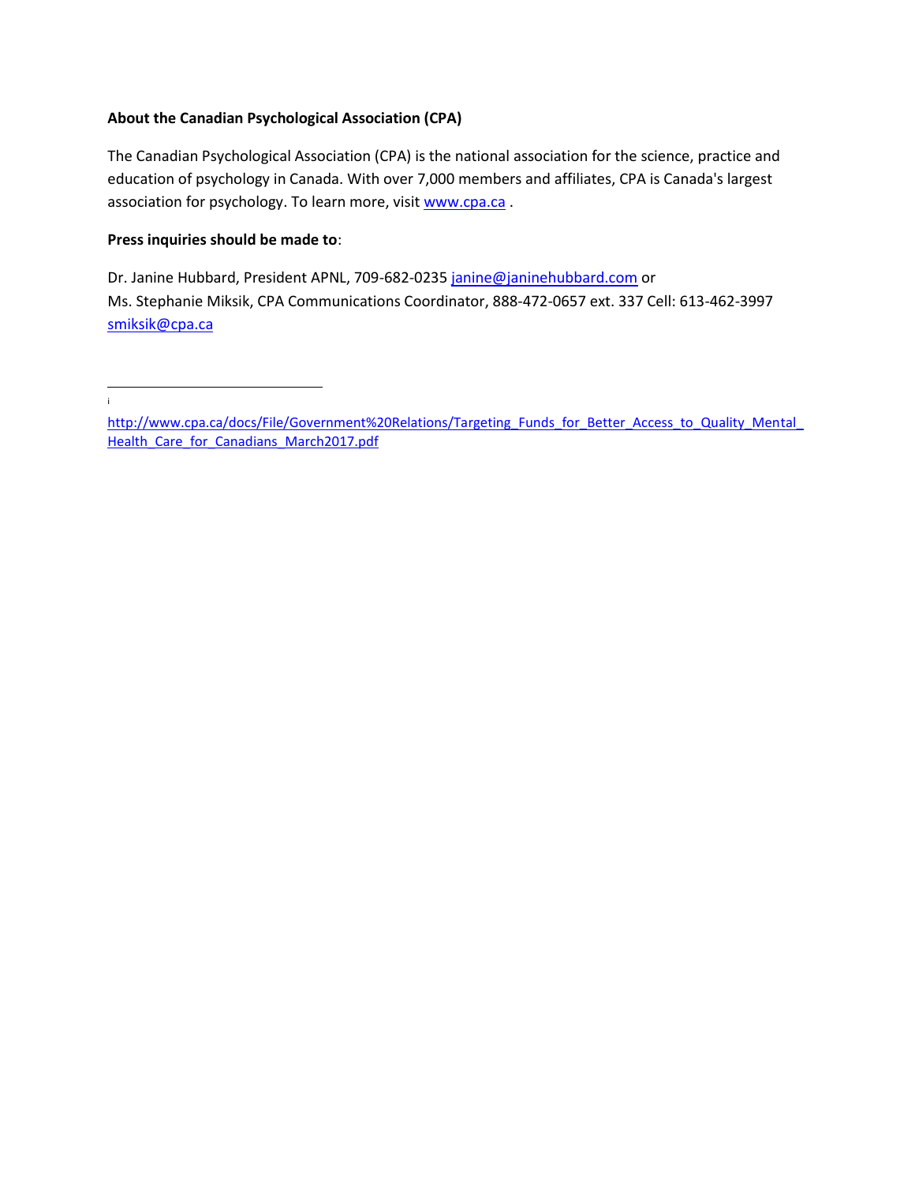**About the Canadian Psychological Association (CPA)**

The Canadian Psychological Association (CPA) is the national association for the science, practice and education of psychology in Canada. With over 7,000 members and affiliates, CPA is Canada's largest association for psychology. To learn more, visit www.cpa.ca .

**Press inquiries should be made to**:

Dr. Janine Hubbard, President APNL, 709-682-0235 janine@janinehubbard.com or
Ms. Stephanie Miksik, CPA Communications Coordinator, 888-472-0657 ext. 337 Cell: 613-462-3997 smiksik@cpa.ca

---

[i] http://www.cpa.ca/docs/File/Government%20Relations/Targeting_Funds_for_Better_Access_to_Quality_Mental_Health_Care_for_Canadians_March2017.pdf